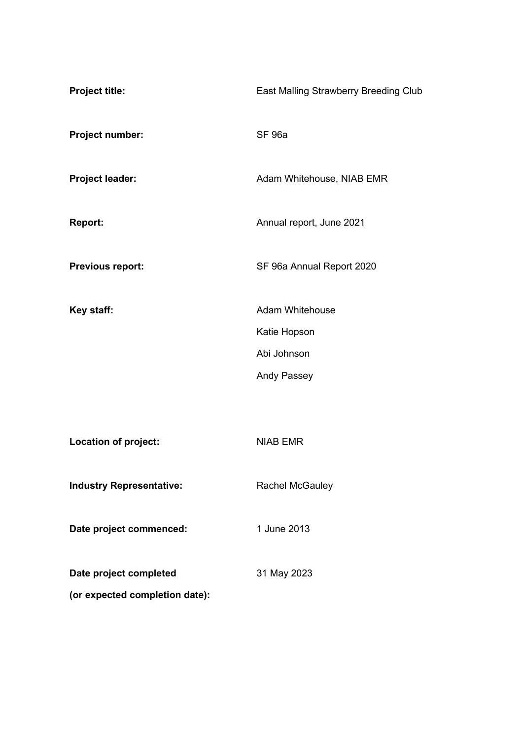| | |
|---|---|
| **Project title:** | East Malling Strawberry Breeding Club |
| **Project number:** | SF 96a |
| **Project leader:** | Adam Whitehouse, NIAB EMR |
| **Report:** | Annual report, June 2021 |
| **Previous report:** | SF 96a Annual Report 2020 |
| **Key staff:** | Adam Whitehouse<br>Katie Hopson<br>Abi Johnson<br>Andy Passey |
| **Location of project:** | NIAB EMR |
| **Industry Representative:** | Rachel McGauley |
| **Date project commenced:** | 1 June 2013 |
| **Date project completed (or expected completion date):** | 31 May 2023 |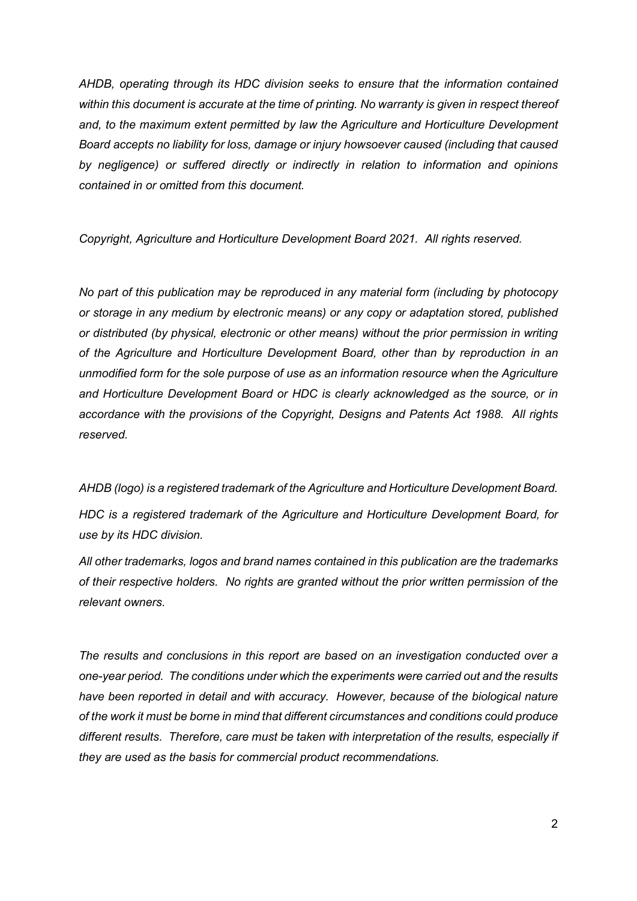*AHDB, operating through its HDC division seeks to ensure that the information contained within this document is accurate at the time of printing. No warranty is given in respect thereof and, to the maximum extent permitted by law the Agriculture and Horticulture Development Board accepts no liability for loss, damage or injury howsoever caused (including that caused by negligence) or suffered directly or indirectly in relation to information and opinions contained in or omitted from this document.*

*Copyright, Agriculture and Horticulture Development Board 2021. All rights reserved.*

*No part of this publication may be reproduced in any material form (including by photocopy or storage in any medium by electronic means) or any copy or adaptation stored, published or distributed (by physical, electronic or other means) without the prior permission in writing of the Agriculture and Horticulture Development Board, other than by reproduction in an unmodified form for the sole purpose of use as an information resource when the Agriculture and Horticulture Development Board or HDC is clearly acknowledged as the source, or in accordance with the provisions of the Copyright, Designs and Patents Act 1988. All rights reserved.*

*AHDB (logo) is a registered trademark of the Agriculture and Horticulture Development Board.*

*HDC is a registered trademark of the Agriculture and Horticulture Development Board, for use by its HDC division.*

*All other trademarks, logos and brand names contained in this publication are the trademarks of their respective holders. No rights are granted without the prior written permission of the relevant owners.*

*The results and conclusions in this report are based on an investigation conducted over a one-year period. The conditions under which the experiments were carried out and the results have been reported in detail and with accuracy. However, because of the biological nature of the work it must be borne in mind that different circumstances and conditions could produce different results. Therefore, care must be taken with interpretation of the results, especially if they are used as the basis for commercial product recommendations.*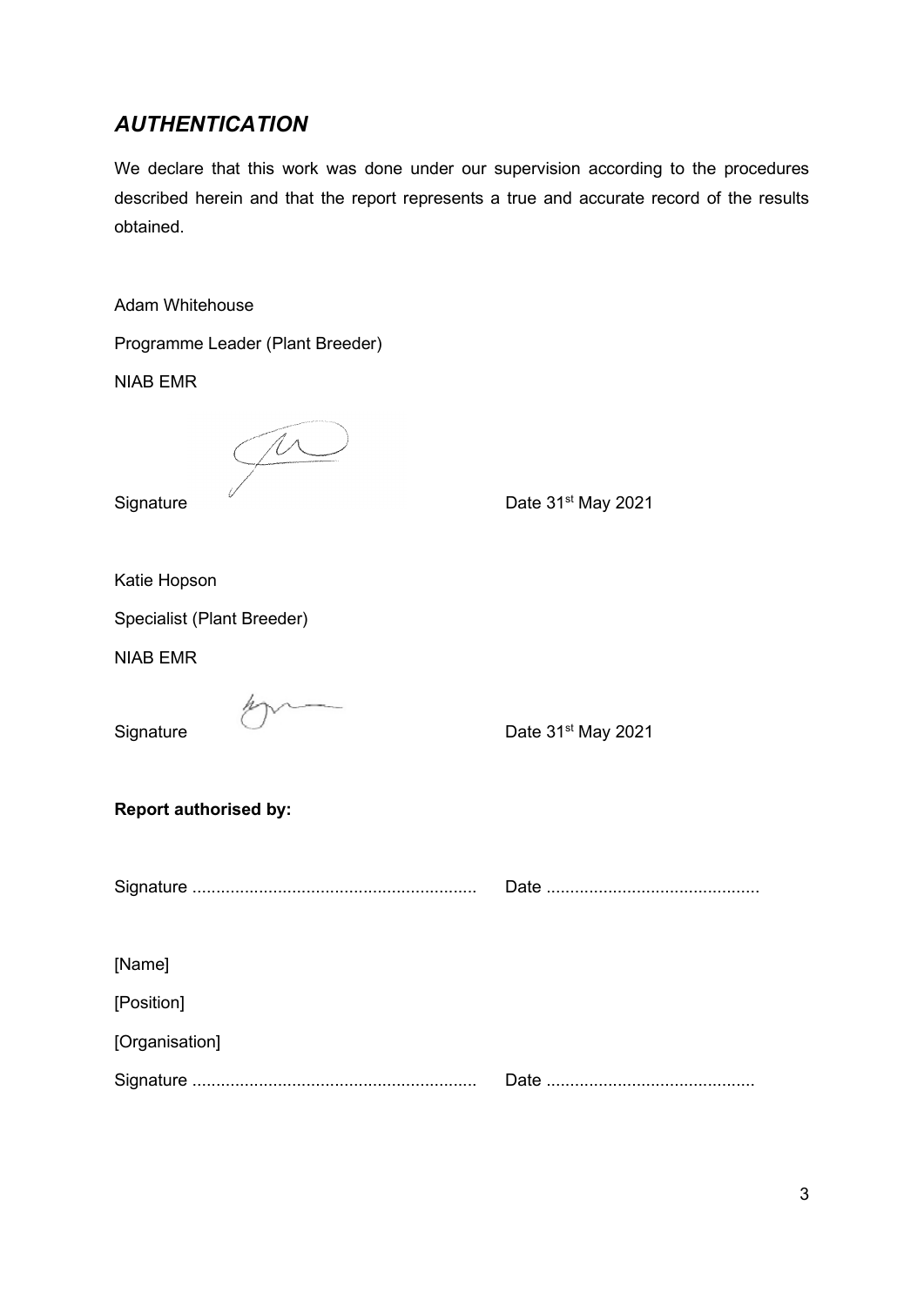## *AUTHENTICATION*

We declare that this work was done under our supervision according to the procedures described herein and that the report represents a true and accurate record of the results obtained.

Adam Whitehouse

Programme Leader (Plant Breeder)

NIAB EMR

Signature Date 31st May 2021

Katie Hopson

Specialist (Plant Breeder)

NIAB EMR

Signature Date 31st May 2021

**Report authorised by:**

Signature ............................................................ Date ............................................

[Name]

[Position]

[Organisation]

Signature ............................................................ Date ............................................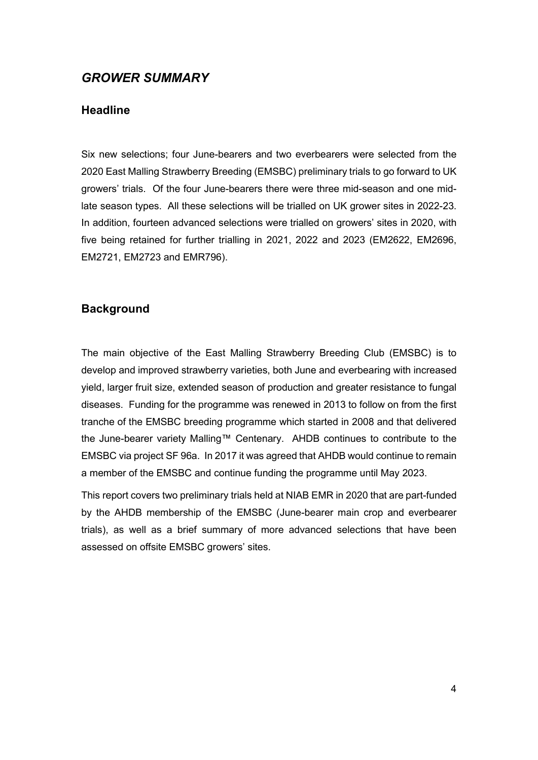## *GROWER SUMMARY*

### Headline

Six new selections; four June-bearers and two everbearers were selected from the 2020 East Malling Strawberry Breeding (EMSBC) preliminary trials to go forward to UK growers' trials. Of the four June-bearers there were three mid-season and one mid-late season types. All these selections will be trialled on UK grower sites in 2022-23. In addition, fourteen advanced selections were trialled on growers' sites in 2020, with five being retained for further trialling in 2021, 2022 and 2023 (EM2622, EM2696, EM2721, EM2723 and EMR796).

### Background

The main objective of the East Malling Strawberry Breeding Club (EMSBC) is to develop and improved strawberry varieties, both June and everbearing with increased yield, larger fruit size, extended season of production and greater resistance to fungal diseases. Funding for the programme was renewed in 2013 to follow on from the first tranche of the EMSBC breeding programme which started in 2008 and that delivered the June-bearer variety Malling™ Centenary. AHDB continues to contribute to the EMSBC via project SF 96a. In 2017 it was agreed that AHDB would continue to remain a member of the EMSBC and continue funding the programme until May 2023.

This report covers two preliminary trials held at NIAB EMR in 2020 that are part-funded by the AHDB membership of the EMSBC (June-bearer main crop and everbearer trials), as well as a brief summary of more advanced selections that have been assessed on offsite EMSBC growers' sites.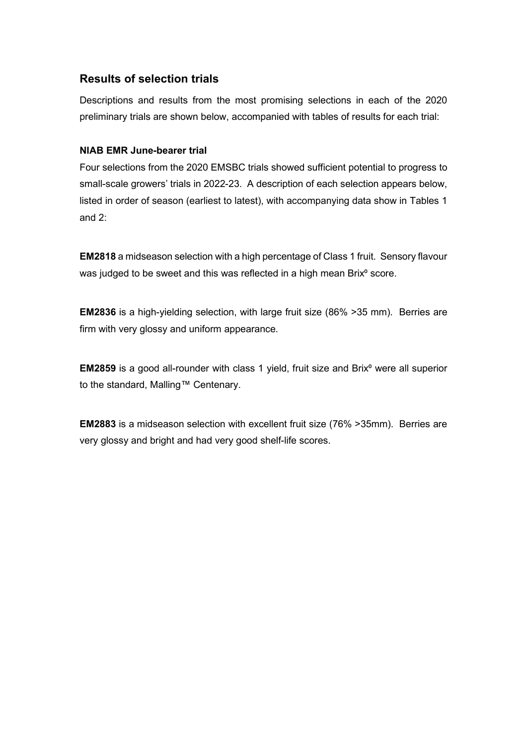## Results of selection trials

Descriptions and results from the most promising selections in each of the 2020 preliminary trials are shown below, accompanied with tables of results for each trial:

**NIAB EMR June-bearer trial**

Four selections from the 2020 EMSBC trials showed sufficient potential to progress to small-scale growers' trials in 2022-23. A description of each selection appears below, listed in order of season (earliest to latest), with accompanying data show in Tables 1 and 2:

**EM2818** a midseason selection with a high percentage of Class 1 fruit. Sensory flavour was judged to be sweet and this was reflected in a high mean Brix⁰ score.

**EM2836** is a high-yielding selection, with large fruit size (86% >35 mm). Berries are firm with very glossy and uniform appearance.

**EM2859** is a good all-rounder with class 1 yield, fruit size and Brix⁰ were all superior to the standard, Malling™ Centenary.

**EM2883** is a midseason selection with excellent fruit size (76% >35mm). Berries are very glossy and bright and had very good shelf-life scores.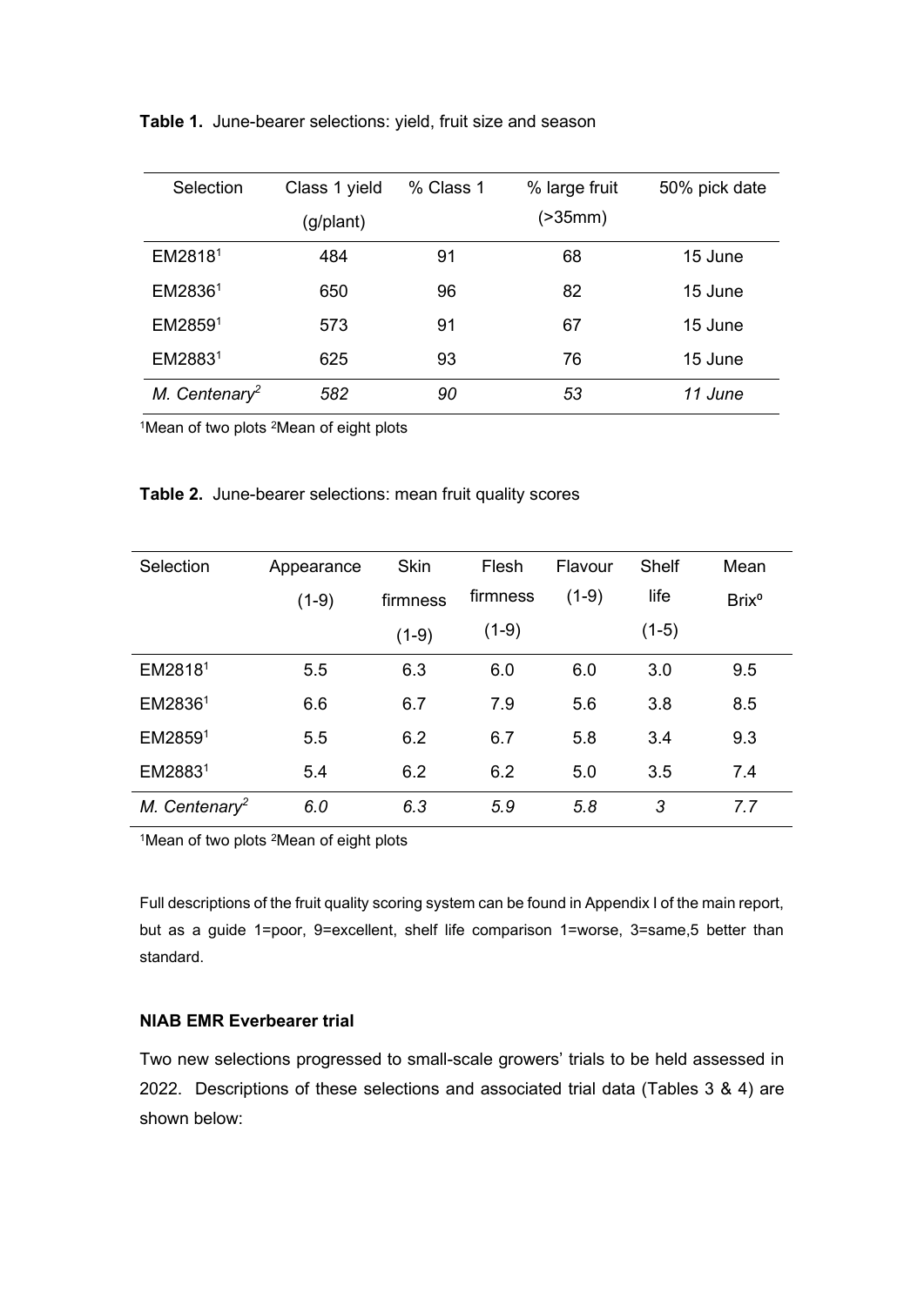**Table 1.** June-bearer selections: yield, fruit size and season

| Selection | Class 1 yield (g/plant) | % Class 1 | % large fruit (>35mm) | 50% pick date |
|---|---|---|---|---|
| EM2818[1] | 484 | 91 | 68 | 15 June |
| EM2836[1] | 650 | 96 | 82 | 15 June |
| EM2859[1] | 573 | 91 | 67 | 15 June |
| EM2883[1] | 625 | 93 | 76 | 15 June |
| *M. Centenary*[2] | *582* | *90* | *53* | *11 June* |

[1]Mean of two plots [2]Mean of eight plots

**Table 2.** June-bearer selections: mean fruit quality scores

| Selection | Appearance (1-9) | Skin firmness (1-9) | Flesh firmness (1-9) | Flavour (1-9) | Shelf life (1-5) | Mean Brix° |
|---|---|---|---|---|---|---|
| EM2818[1] | 5.5 | 6.3 | 6.0 | 6.0 | 3.0 | 9.5 |
| EM2836[1] | 6.6 | 6.7 | 7.9 | 5.6 | 3.8 | 8.5 |
| EM2859[1] | 5.5 | 6.2 | 6.7 | 5.8 | 3.4 | 9.3 |
| EM2883[1] | 5.4 | 6.2 | 6.2 | 5.0 | 3.5 | 7.4 |
| *M. Centenary*[2] | *6.0* | *6.3* | *5.9* | *5.8* | *3* | *7.7* |

[1]Mean of two plots [2]Mean of eight plots

Full descriptions of the fruit quality scoring system can be found in Appendix I of the main report, but as a guide 1=poor, 9=excellent, shelf life comparison 1=worse, 3=same,5 better than standard.

**NIAB EMR Everbearer trial**

Two new selections progressed to small-scale growers' trials to be held assessed in 2022. Descriptions of these selections and associated trial data (Tables 3 & 4) are shown below: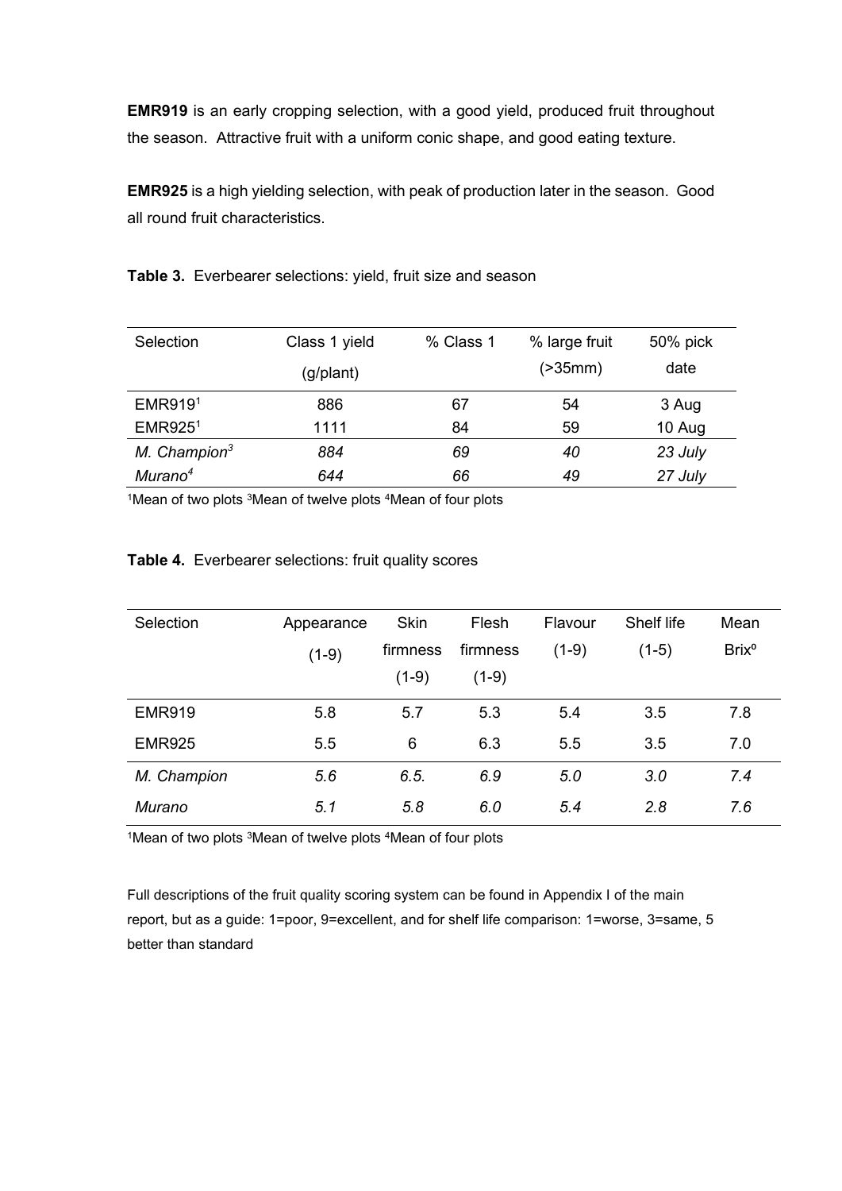**EMR919** is an early cropping selection, with a good yield, produced fruit throughout the season. Attractive fruit with a uniform conic shape, and good eating texture.

**EMR925** is a high yielding selection, with peak of production later in the season. Good all round fruit characteristics.

**Table 3.** Everbearer selections: yield, fruit size and season

| Selection | Class 1 yield (g/plant) | % Class 1 | % large fruit (>35mm) | 50% pick date |
|---|---|---|---|---|
| EMR919[1] | 886 | 67 | 54 | 3 Aug |
| EMR925[1] | 1111 | 84 | 59 | 10 Aug |
| *M. Champion*[3] | *884* | *69* | *40* | *23 July* |
| *Murano*[4] | *644* | *66* | *49* | *27 July* |

[1]Mean of two plots [3]Mean of twelve plots [4]Mean of four plots

**Table 4.** Everbearer selections: fruit quality scores

| Selection | Appearance (1-9) | Skin firmness (1-9) | Flesh firmness (1-9) | Flavour (1-9) | Shelf life (1-5) | Mean Brix° |
|---|---|---|---|---|---|---|
| EMR919 | 5.8 | 5.7 | 5.3 | 5.4 | 3.5 | 7.8 |
| EMR925 | 5.5 | 6 | 6.3 | 5.5 | 3.5 | 7.0 |
| *M. Champion* | *5.6* | *6.5.* | *6.9* | *5.0* | *3.0* | *7.4* |
| *Murano* | *5.1* | *5.8* | *6.0* | *5.4* | *2.8* | *7.6* |

[1]Mean of two plots [3]Mean of twelve plots [4]Mean of four plots

Full descriptions of the fruit quality scoring system can be found in Appendix I of the main report, but as a guide: 1=poor, 9=excellent, and for shelf life comparison: 1=worse, 3=same, 5 better than standard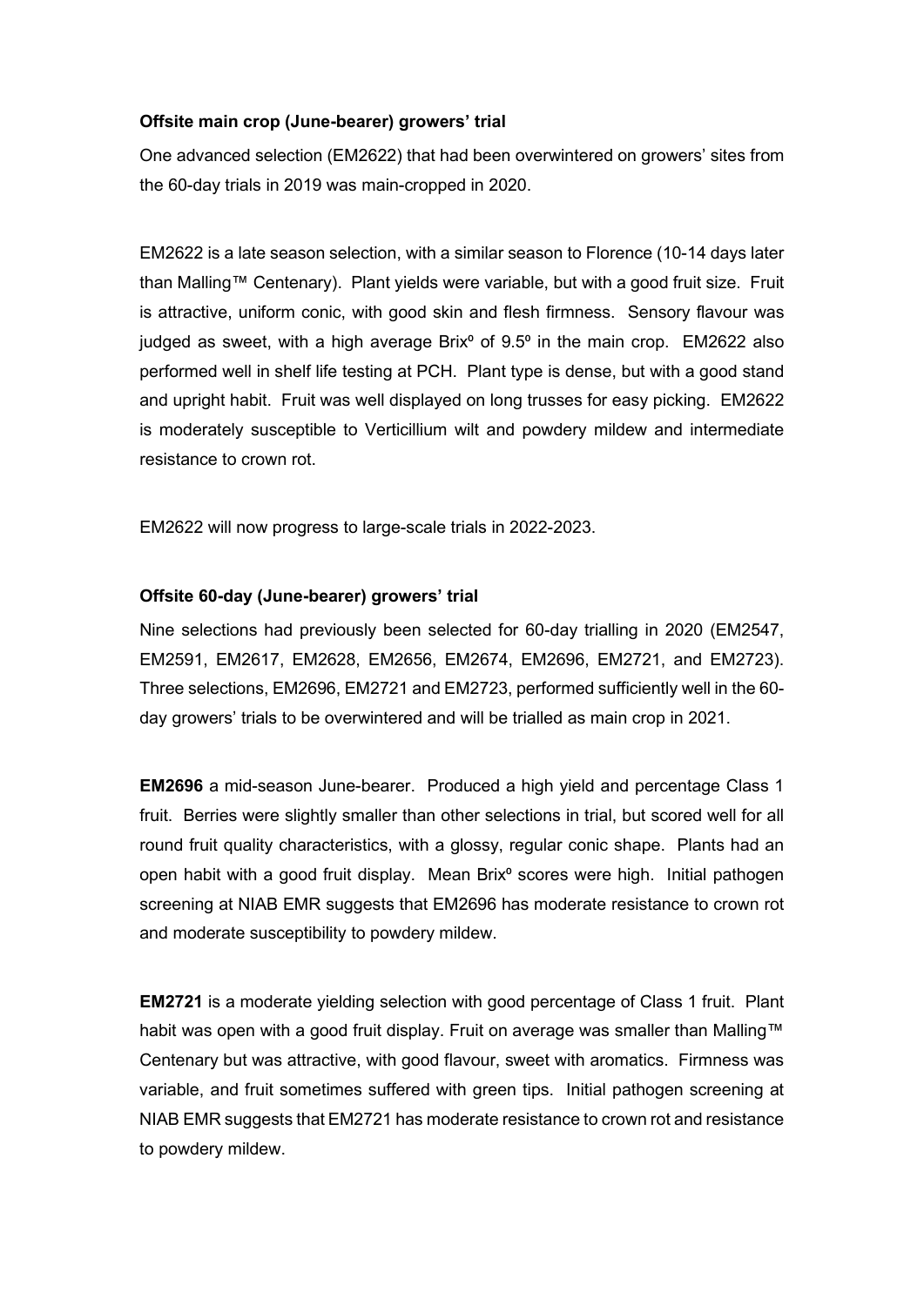**Offsite main crop (June-bearer) growers' trial**

One advanced selection (EM2622) that had been overwintered on growers' sites from the 60-day trials in 2019 was main-cropped in 2020.

EM2622 is a late season selection, with a similar season to Florence (10-14 days later than Malling™ Centenary). Plant yields were variable, but with a good fruit size. Fruit is attractive, uniform conic, with good skin and flesh firmness. Sensory flavour was judged as sweet, with a high average Brix⁰ of 9.5⁰ in the main crop. EM2622 also performed well in shelf life testing at PCH. Plant type is dense, but with a good stand and upright habit. Fruit was well displayed on long trusses for easy picking. EM2622 is moderately susceptible to Verticillium wilt and powdery mildew and intermediate resistance to crown rot.

EM2622 will now progress to large-scale trials in 2022-2023.

**Offsite 60-day (June-bearer) growers' trial**

Nine selections had previously been selected for 60-day trialling in 2020 (EM2547, EM2591, EM2617, EM2628, EM2656, EM2674, EM2696, EM2721, and EM2723). Three selections, EM2696, EM2721 and EM2723, performed sufficiently well in the 60-day growers' trials to be overwintered and will be trialled as main crop in 2021.

**EM2696** a mid-season June-bearer. Produced a high yield and percentage Class 1 fruit. Berries were slightly smaller than other selections in trial, but scored well for all round fruit quality characteristics, with a glossy, regular conic shape. Plants had an open habit with a good fruit display. Mean Brix⁰ scores were high. Initial pathogen screening at NIAB EMR suggests that EM2696 has moderate resistance to crown rot and moderate susceptibility to powdery mildew.

**EM2721** is a moderate yielding selection with good percentage of Class 1 fruit. Plant habit was open with a good fruit display. Fruit on average was smaller than Malling™ Centenary but was attractive, with good flavour, sweet with aromatics. Firmness was variable, and fruit sometimes suffered with green tips. Initial pathogen screening at NIAB EMR suggests that EM2721 has moderate resistance to crown rot and resistance to powdery mildew.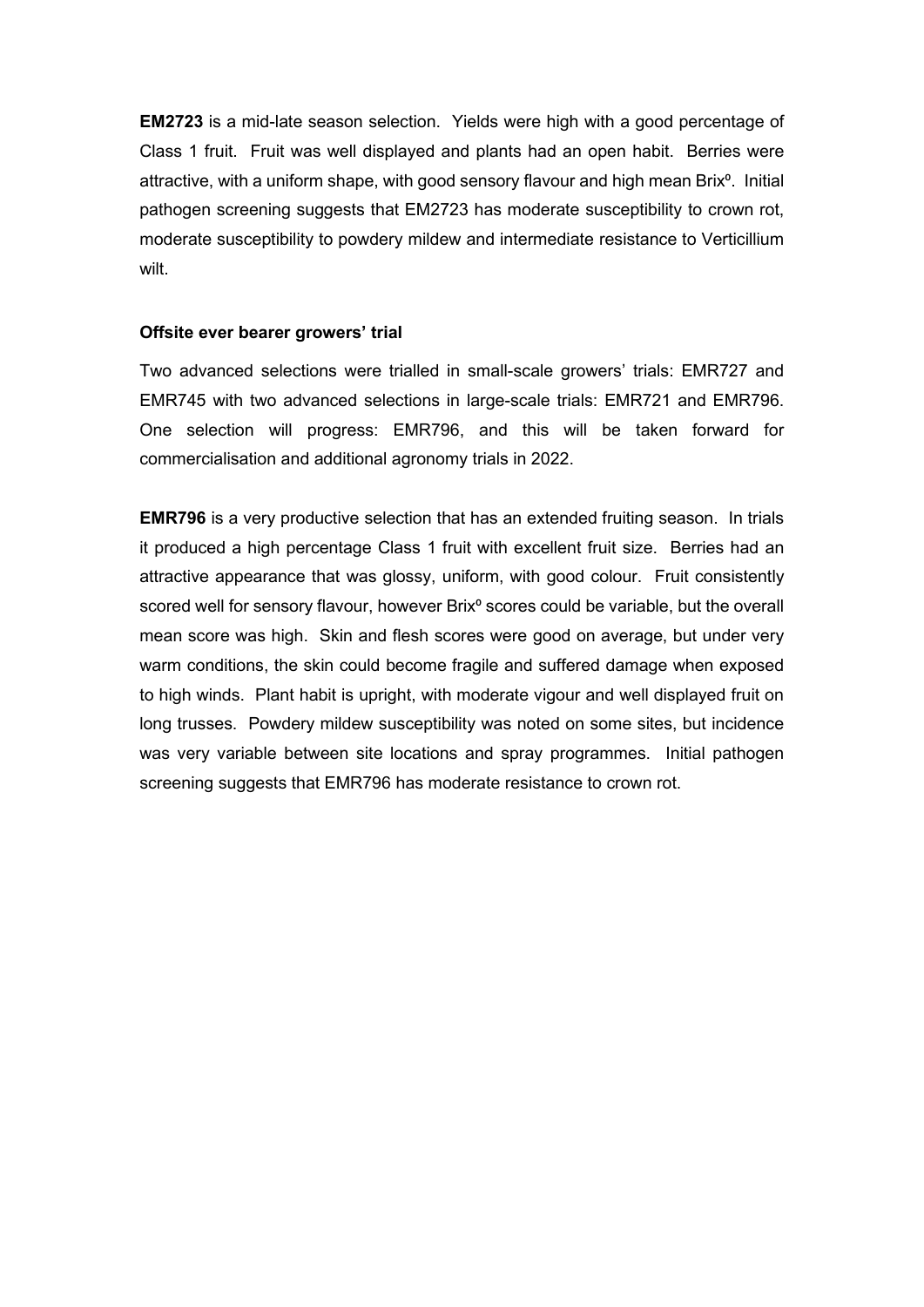**EM2723** is a mid-late season selection. Yields were high with a good percentage of Class 1 fruit. Fruit was well displayed and plants had an open habit. Berries were attractive, with a uniform shape, with good sensory flavour and high mean Brix°. Initial pathogen screening suggests that EM2723 has moderate susceptibility to crown rot, moderate susceptibility to powdery mildew and intermediate resistance to Verticillium wilt.

**Offsite ever bearer growers' trial**

Two advanced selections were trialled in small-scale growers' trials: EMR727 and EMR745 with two advanced selections in large-scale trials: EMR721 and EMR796. One selection will progress: EMR796, and this will be taken forward for commercialisation and additional agronomy trials in 2022.

**EMR796** is a very productive selection that has an extended fruiting season. In trials it produced a high percentage Class 1 fruit with excellent fruit size. Berries had an attractive appearance that was glossy, uniform, with good colour. Fruit consistently scored well for sensory flavour, however Brix° scores could be variable, but the overall mean score was high. Skin and flesh scores were good on average, but under very warm conditions, the skin could become fragile and suffered damage when exposed to high winds. Plant habit is upright, with moderate vigour and well displayed fruit on long trusses. Powdery mildew susceptibility was noted on some sites, but incidence was very variable between site locations and spray programmes. Initial pathogen screening suggests that EMR796 has moderate resistance to crown rot.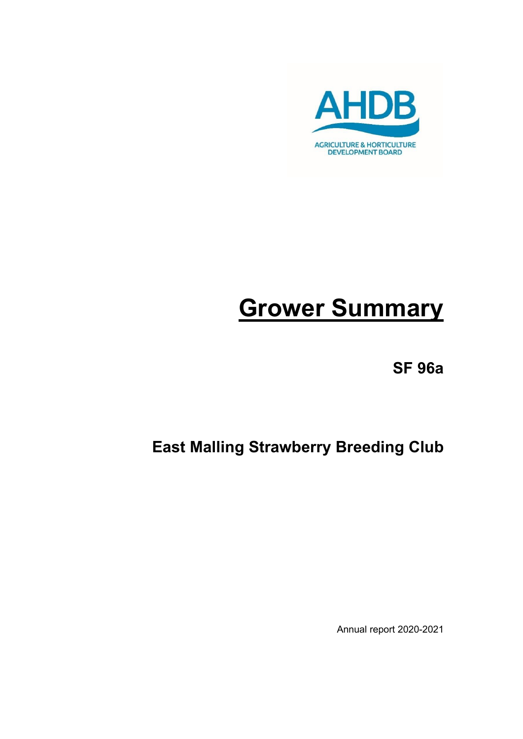AHDB

AGRICULTURE & HORTICULTURE DEVELOPMENT BOARD

# Grower Summary

## SF 96a

## East Malling Strawberry Breeding Club

Annual report 2020-2021